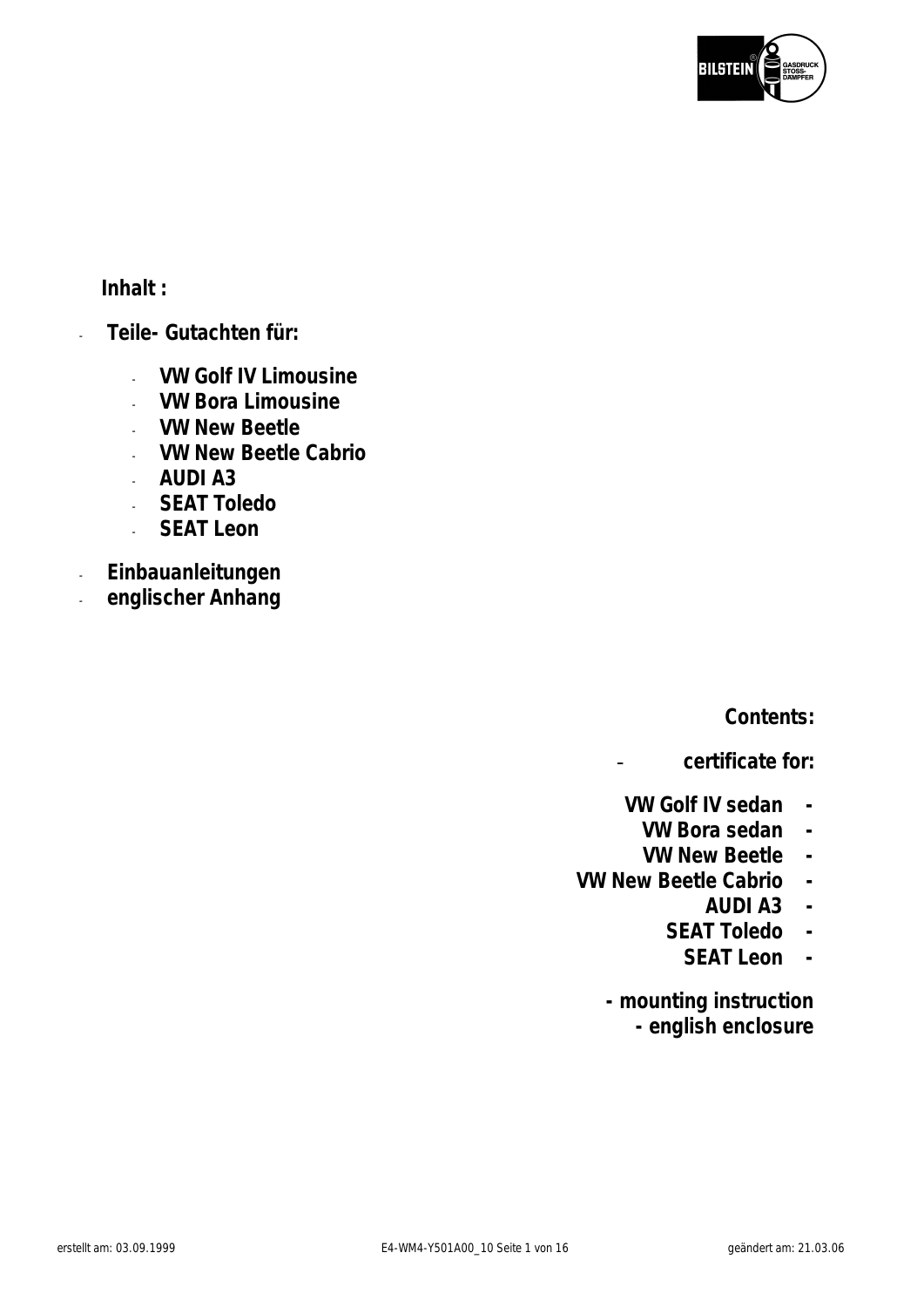**Inhalt :**

- **Teile- Gutachten für:**
  - **VW Golf IV Limousine**
  - **VW Bora Limousine**
  - **VW New Beetle**
  - **VW New Beetle Cabrio**
  - **AUDI A3**
  - **SEAT Toledo**
  - **SEAT Leon**
- **Einbauanleitungen**
- **englischer Anhang**

**Contents:**

- **certificate for:**
  - **VW Golf IV sedan**
  - **VW Bora sedan**
  - **VW New Beetle**
  - **VW New Beetle Cabrio**
  - **AUDI A3**
  - **SEAT Toledo**
  - **SEAT Leon**
- **mounting instruction**
- **english enclosure**

erstellt am: 03.09.1999 E4-WM4-Y501A00_10 geändert am: 21.03.06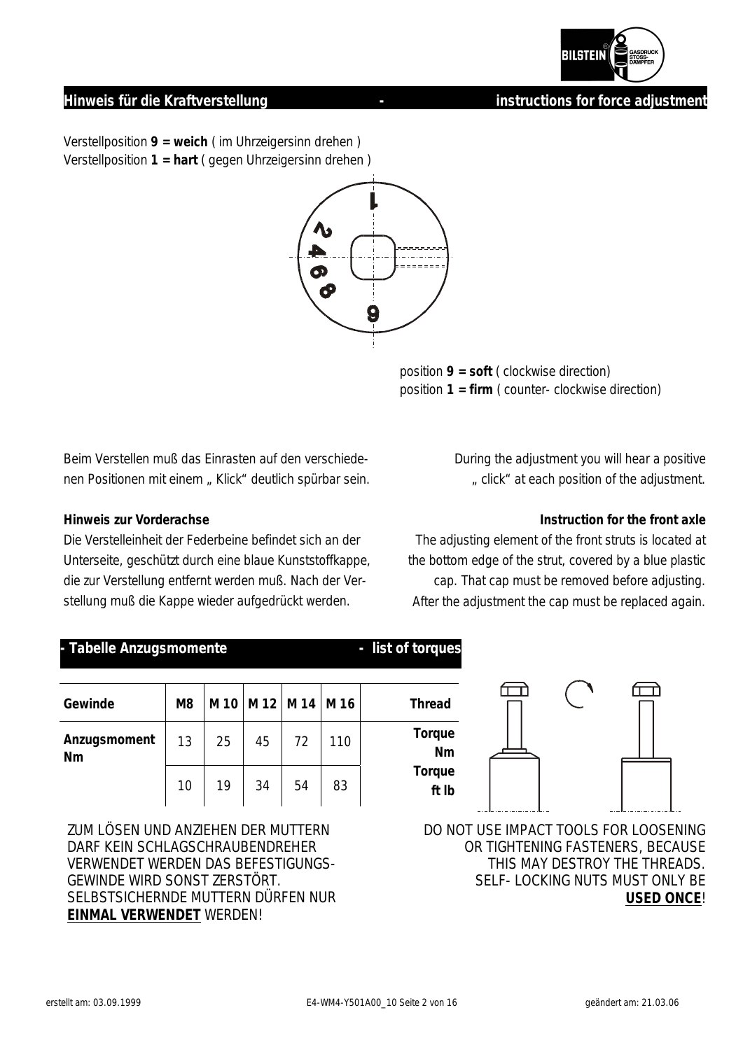## Hinweis für die Kraftverstellung - instructions for force adjustment

Verstellposition **9 = weich** ( im Uhrzeigersinn drehen )
Verstellposition **1 = hart** ( gegen Uhrzeigersinn drehen )

position **9 = soft** ( clockwise direction)
position **1 = firm** ( counter- clockwise direction)

Beim Verstellen muß das Einrasten auf den verschiedenen Positionen mit einem „ Klick“ deutlich spürbar sein.

During the adjustment you will hear a positive „ click“ at each position of the adjustment.

**Hinweis zur Vorderachse**

Die Verstelleinheit der Federbeine befindet sich an der Unterseite, geschützt durch eine blaue Kunststoffkappe, die zur Verstellung entfernt werden muß. Nach der Verstellung muß die Kappe wieder aufgedrückt werden.

**Instruction for the front axle**

The adjusting element of the front struts is located at the bottom edge of the strut, covered by a blue plastic cap. That cap must be removed before adjusting. After the adjustment the cap must be replaced again.

## - Tabelle Anzugsmomente - list of torques

| Gewinde | M8 | M 10 | M 12 | M 14 | M 16 | Thread |
|---|---|---|---|---|---|---|
| Anzugsmoment Nm | 13 | 25 | 45 | 72 | 110 | Torque Nm |
| | 10 | 19 | 34 | 54 | 83 | Torque ft lb |

ZUM LÖSEN UND ANZIEHEN DER MUTTERN DARF KEIN SCHLAGSCHRAUBENDREHER VERWENDET WERDEN DAS BEFESTIGUNGS-GEWINDE WIRD SONST ZERSTÖRT. SELBSTSICHERNDE MUTTERN DÜRFEN NUR **EINMAL VERWENDET** WERDEN!

DO NOT USE IMPACT TOOLS FOR LOOSENING OR TIGHTENING FASTENERS, BECAUSE THIS MAY DESTROY THE THREADS. SELF- LOCKING NUTS MUST ONLY BE **USED ONCE**!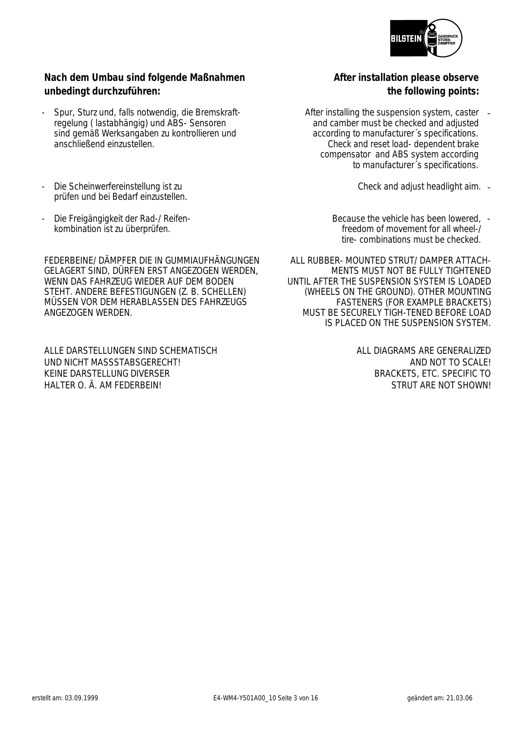**Nach dem Umbau sind folgende Maßnahmen unbedingt durchzuführen:**

- Spur, Sturz und, falls notwendig, die Bremskraftregelung ( lastabhängig) und ABS- Sensoren sind gemäß Werksangaben zu kontrollieren und anschließend einzustellen.
- Die Scheinwerfereinstellung ist zu prüfen und bei Bedarf einzustellen.
- Die Freigängigkeit der Rad-/ Reifenkombination ist zu überprüfen.

FEDERBEINE/ DÄMPFER DIE IN GUMMIAUFHÄNGUNGEN GELAGERT SIND, DÜRFEN ERST ANGEZOGEN WERDEN, WENN DAS FAHRZEUG WIEDER AUF DEM BODEN STEHT. ANDERE BEFESTIGUNGEN (Z. B. SCHELLEN) MÜSSEN VOR DEM HERABLASSEN DES FAHRZEUGS ANGEZOGEN WERDEN.

ALLE DARSTELLUNGEN SIND SCHEMATISCH UND NICHT MASSSTABSGERECHT!
KEINE DARSTELLUNG DIVERSER HALTER O. Ä. AM FEDERBEIN!

**After installation please observe the following points:**

- After installing the suspension system, caster and camber must be checked and adjusted according to manufacturer´s specifications. Check and reset load- dependent brake compensator and ABS system according to manufacturer´s specifications.
- Check and adjust headlight aim.
- Because the vehicle has been lowered, freedom of movement for all wheel-/ tire- combinations must be checked.

ALL RUBBER- MOUNTED STRUT/ DAMPER ATTACHMENTS MUST NOT BE FULLY TIGHTENED UNTIL AFTER THE SUSPENSION SYSTEM IS LOADED (WHEELS ON THE GROUND). OTHER MOUNTING FASTENERS (FOR EXAMPLE BRACKETS) MUST BE SECURELY TIGH-TENED BEFORE LOAD IS PLACED ON THE SUSPENSION SYSTEM.

ALL DIAGRAMS ARE GENERALIZED AND NOT TO SCALE!
BRACKETS, ETC. SPECIFIC TO STRUT ARE NOT SHOWN!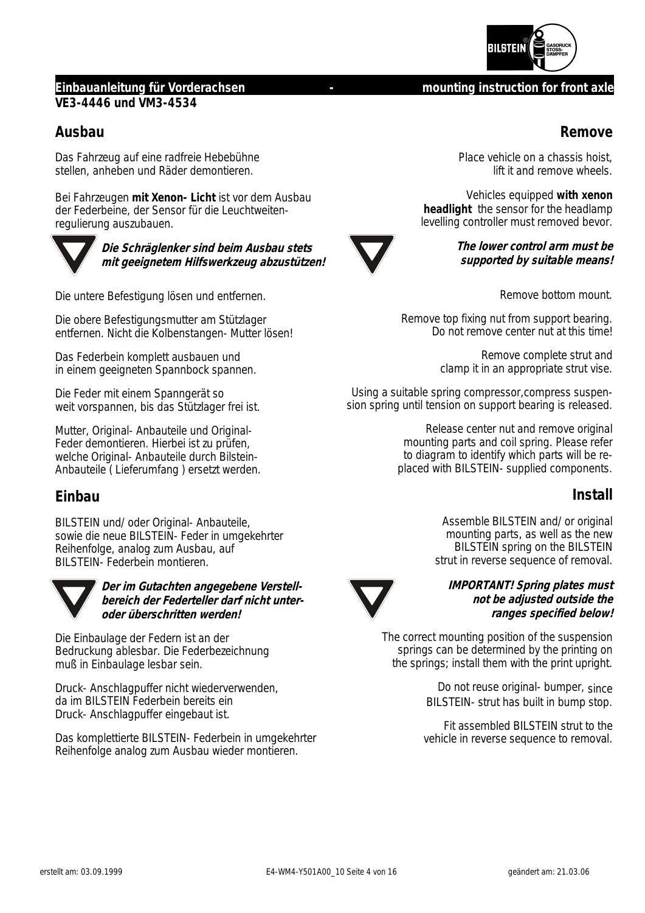**Einbauanleitung für Vorderachsen - mounting instruction for front axle**
**VE3-4446 und VM3-4534**

## Ausbau

Das Fahrzeug auf eine radfreie Hebebühne stellen, anheben und Räder demontieren.

Bei Fahrzeugen **mit Xenon- Licht** ist vor dem Ausbau der Federbeine, der Sensor für die Leuchtweiten-regulierung auszubauen.

***Die Schräglenker sind beim Ausbau stets mit geeignetem Hilfswerkzeug abzustützen!***

Die untere Befestigung lösen und entfernen.

Die obere Befestigungsmutter am Stützlager entfernen. Nicht die Kolbenstangen- Mutter lösen!

Das Federbein komplett ausbauen und in einem geeigneten Spannbock spannen.

Die Feder mit einem Spanngerät so weit vorspannen, bis das Stützlager frei ist.

Mutter, Original- Anbauteile und Original-Feder demontieren. Hierbei ist zu prüfen, welche Original- Anbauteile durch Bilstein-Anbauteile ( Lieferumfang ) ersetzt werden.

## Einbau

BILSTEIN und/ oder Original- Anbauteile, sowie die neue BILSTEIN- Feder in umgekehrter Reihenfolge, analog zum Ausbau, auf BILSTEIN- Federbein montieren.

***Der im Gutachten angegebene Verstellbereich der Federteller darf nicht unter- oder überschritten werden!***

Die Einbaulage der Federn ist an der Bedruckung ablesbar. Die Federbezeichnung muß in Einbaulage lesbar sein.

Druck- Anschlagpuffer nicht wiederverwenden, da im BILSTEIN Federbein bereits ein Druck- Anschlagpuffer eingebaut ist.

Das komplettierte BILSTEIN- Federbein in umgekehrter Reihenfolge analog zum Ausbau wieder montieren.

## Remove

Place vehicle on a chassis hoist, lift it and remove wheels.

Vehicles equipped **with xenon headlight** the sensor for the headlamp levelling controller must removed bevor.

***The lower control arm must be supported by suitable means!***

Remove bottom mount.

Remove top fixing nut from support bearing. Do not remove center nut at this time!

Remove complete strut and clamp it in an appropriate strut vise.

Using a suitable spring compressor,compress suspension spring until tension on support bearing is released.

Release center nut and remove original mounting parts and coil spring. Please refer to diagram to identify which parts will be replaced with BILSTEIN- supplied components.

## Install

Assemble BILSTEIN and/ or original mounting parts, as well as the new BILSTEIN spring on the BILSTEIN strut in reverse sequence of removal.

***IMPORTANT! Spring plates must not be adjusted outside the ranges specified below!***

The correct mounting position of the suspension springs can be determined by the printing on the springs; install them with the print upright.

Do not reuse original- bumper, since BILSTEIN- strut has built in bump stop.

Fit assembled BILSTEIN strut to the vehicle in reverse sequence to removal.

erstellt am: 03.09.1999 E4-WM4-Y501A00_10 geändert am: 21.03.06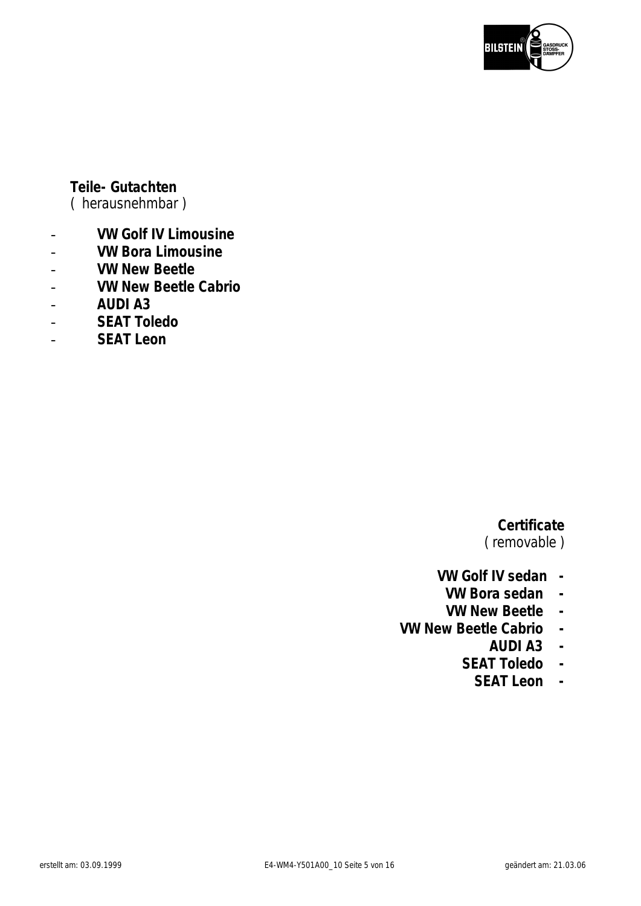**Teile- Gutachten**
( herausnehmbar )

- **VW Golf IV Limousine**
- **VW Bora Limousine**
- **VW New Beetle**
- **VW New Beetle Cabrio**
- **AUDI A3**
- **SEAT Toledo**
- **SEAT Leon**

**Certificate**
( removable )

- **VW Golf IV sedan**
- **VW Bora sedan**
- **VW New Beetle**
- **VW New Beetle Cabrio**
- **AUDI A3**
- **SEAT Toledo**
- **SEAT Leon**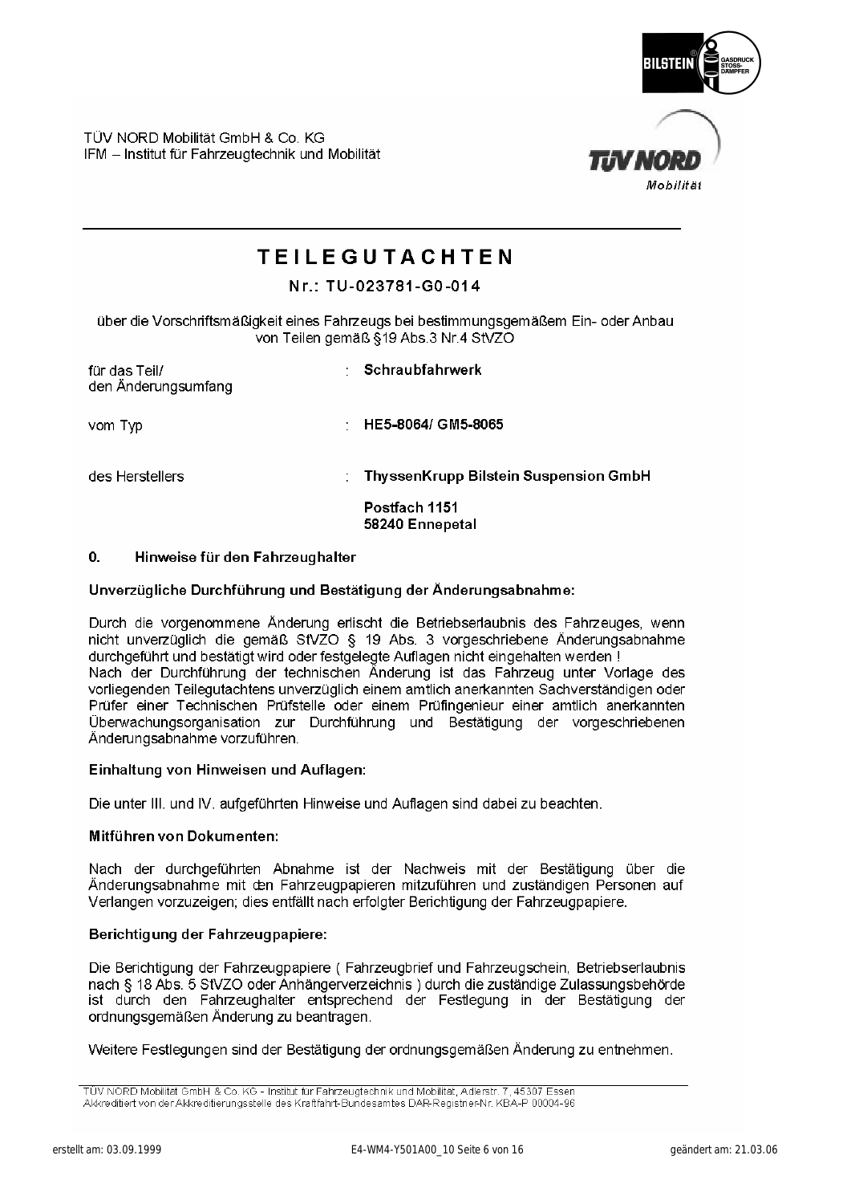TÜV NORD Mobilität GmbH & Co. KG
IFM – Institut für Fahrzeugtechnik und Mobilität

# TEILEGUTACHTEN

## Nr.: TU-023781-G0-014

über die Vorschriftsmäßigkeit eines Fahrzeugs bei bestimmungsgemäßem Ein- oder Anbau von Teilen gemäß §19 Abs.3 Nr.4 StVZO

| | | |
|---|---|---|
| für das Teil/ den Änderungsumfang | : | **Schraubfahrwerk** |
| vom Typ | : | **HE5-8064/ GM5-8065** |
| des Herstellers | : | **ThyssenKrupp Bilstein Suspension GmbH** <br> **Postfach 1151** <br> **58240 Ennepetal** |

### 0. Hinweise für den Fahrzeughalter

**Unverzügliche Durchführung und Bestätigung der Änderungsabnahme:**

Durch die vorgenommene Änderung erlischt die Betriebserlaubnis des Fahrzeuges, wenn nicht unverzüglich die gemäß StVZO § 19 Abs. 3 vorgeschriebene Änderungsabnahme durchgeführt und bestätigt wird oder festgelegte Auflagen nicht eingehalten werden !
Nach der Durchführung der technischen Änderung ist das Fahrzeug unter Vorlage des vorliegenden Teilegutachtens unverzüglich einem amtlich anerkannten Sachverständigen oder Prüfer einer Technischen Prüfstelle oder einem Prüfingenieur einer amtlich anerkannten Überwachungsorganisation zur Durchführung und Bestätigung der vorgeschriebenen Änderungsabnahme vorzuführen.

**Einhaltung von Hinweisen und Auflagen:**

Die unter III. und IV. aufgeführten Hinweise und Auflagen sind dabei zu beachten.

**Mitführen von Dokumenten:**

Nach der durchgeführten Abnahme ist der Nachweis mit der Bestätigung über die Änderungsabnahme mit den Fahrzeugpapieren mitzuführen und zuständigen Personen auf Verlangen vorzuzeigen; dies entfällt nach erfolgter Berichtigung der Fahrzeugpapiere.

**Berichtigung der Fahrzeugpapiere:**

Die Berichtigung der Fahrzeugpapiere ( Fahrzeugbrief und Fahrzeugschein, Betriebserlaubnis nach § 18 Abs. 5 StVZO oder Anhängerverzeichnis ) durch die zuständige Zulassungsbehörde ist durch den Fahrzeughalter entsprechend der Festlegung in der Bestätigung der ordnungsgemäßen Änderung zu beantragen.

Weitere Festlegungen sind der Bestätigung der ordnungsgemäßen Änderung zu entnehmen.

TÜV NORD Mobilität GmbH & Co. KG - Institut für Fahrzeugtechnik und Mobilität, Adlerstr. 7, 45307 Essen
Akkreditiert von der Akkreditierungsstelle des Kraftfahrt-Bundesamtes DAR-Registrier-Nr. KBA-P 00004-96

erstellt am: 03.09.1999 E4-WM4-Y501A00_10 geändert am: 21.03.06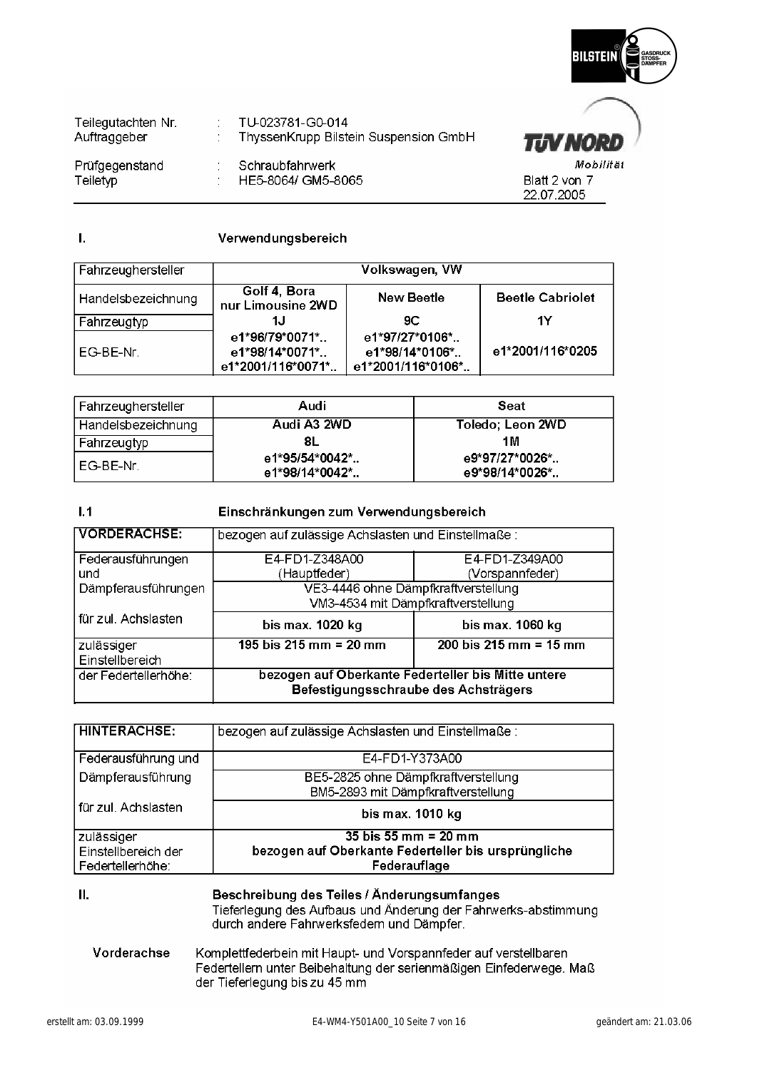| | | | |
|---|---|---|---|
| Teilegutachten Nr. | : | TU-023781-G0-014 | |
| Auftraggeber | : | ThyssenKrupp Bilstein Suspension GmbH | |
| Prüfgegenstand | : | Schraubfahrwerk | |
| Teiletyp | : | HE5-8064/ GM5-8065 | Blatt 2 von 7<br>22.07.2005 |

## I. Verwendungsbereich

| Fahrzeughersteller | Volkswagen, VW | | |
|---|---|---|---|
| Handelsbezeichnung | Golf 4, Bora nur Limousine 2WD | New Beetle | Beetle Cabriolet |
| Fahrzeugtyp | 1J | 9C | 1Y |
| EG-BE-Nr. | e1\*96/79\*0071\*..<br>e1\*98/14\*0071\*..<br>e1\*2001/116\*0071\*.. | e1\*97/27\*0106\*..<br>e1\*98/14\*0106\*..<br>e1\*2001/116\*0106\*.. | e1\*2001/116\*0205 |

| Fahrzeughersteller | Audi | Seat |
|---|---|---|
| Handelsbezeichnung | Audi A3 2WD | Toledo; Leon 2WD |
| Fahrzeugtyp | 8L | 1M |
| EG-BE-Nr. | e1\*95/54\*0042\*..<br>e1\*98/14\*0042\*.. | e9\*97/27\*0026\*..<br>e9\*98/14\*0026\*.. |

## I.1 Einschränkungen zum Verwendungsbereich

| VORDERACHSE: | bezogen auf zulässige Achslasten und Einstellmaße : | |
|---|---|---|
| Federausführungen und | E4-FD1-Z348A00 (Hauptfeder) | E4-FD1-Z349A00 (Vorspannfeder) |
| Dämpferausführungen | VE3-4446 ohne Dämpfkraftverstellung<br>VM3-4534 mit Dämpfkraftverstellung | |
| für zul. Achslasten | bis max. 1020 kg | bis max. 1060 kg |
| zulässiger Einstellbereich | 195 bis 215 mm = 20 mm | 200 bis 215 mm = 15 mm |
| der Federtellerhöhe: | bezogen auf Oberkante Federteller bis Mitte untere Befestigungsschraube des Achsträgers | |

| HINTERACHSE: | bezogen auf zulässige Achslasten und Einstellmaße : |
|---|---|
| Federausführung und | E4-FD1-Y373A00 |
| Dämpferausführung | BE5-2825 ohne Dämpfkraftverstellung<br>BM5-2893 mit Dämpfkraftverstellung |
| für zul. Achslasten | bis max. 1010 kg |
| zulässiger Einstellbereich der Federtellerhöhe: | 35 bis 55 mm = 20 mm<br>bezogen auf Oberkante Federteller bis ursprüngliche Federauflage |

## II. Beschreibung des Teiles / Änderungsumfanges

Tieferlegung des Aufbaus und Änderung der Fahrwerks-abstimmung durch andere Fahrwerksfedern und Dämpfer.

**Vorderachse** Komplettfederbein mit Haupt- und Vorspannfeder auf verstellbaren Federtellern unter Beibehaltung der serienmäßigen Einfederwege. Maß der Tieferlegung bis zu 45 mm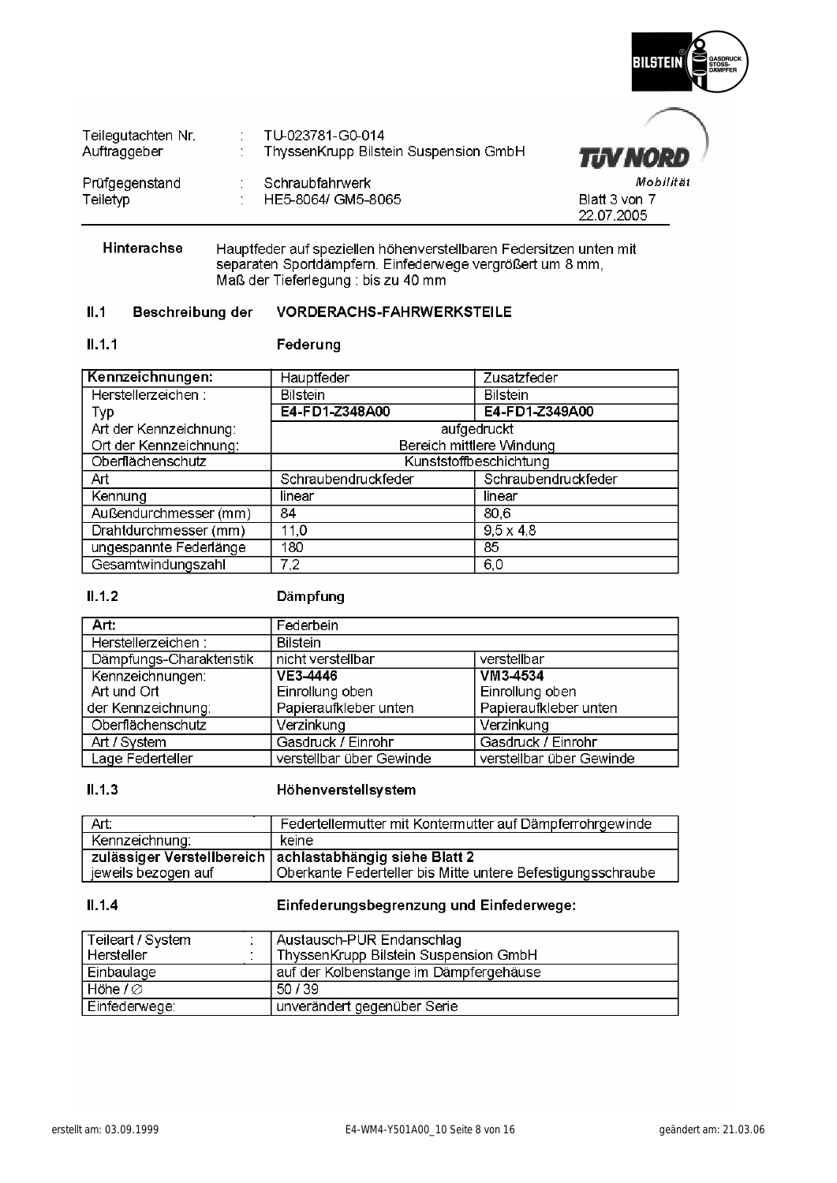| Teilegutachten Nr. | : | TU-023781-G0-014 |
|---|---|---|
| Auftraggeber | : | ThyssenKrupp Bilstein Suspension GmbH |
| Prüfgegenstand | : | Schraubfahrwerk |
| Teiletyp | : | HE5-8064/ GM5-8065 |

Blatt 3 von 7
22.07.2005

**Hinterachse** Hauptfeder auf speziellen höhenverstellbaren Federsitzen unten mit separaten Sportdämpfern. Einfederwege vergrößert um 8 mm, Maß der Tieferlegung : bis zu 40 mm

## II.1 Beschreibung der VORDERACHS-FAHRWERKSTEILE

### II.1.1 Federung

| Kennzeichnungen: | Hauptfeder | Zusatzfeder |
|---|---|---|
| Herstellerzeichen : | Bilstein | Bilstein |
| Typ | **E4-FD1-Z348A00** | **E4-FD1-Z349A00** |
| Art der Kennzeichnung: | aufgedruckt | |
| Ort der Kennzeichnung: | Bereich mittlere Windung | |
| Oberflächenschutz | Kunststoffbeschichtung | |
| Art | Schraubendruckfeder | Schraubendruckfeder |
| Kennung | linear | linear |
| Außendurchmesser (mm) | 84 | 80,6 |
| Drahtdurchmesser (mm) | 11,0 | 9,5 x 4,8 |
| ungespannte Federlänge | 180 | 85 |
| Gesamtwindungszahl | 7,2 | 6,0 |

### II.1.2 Dämpfung

| Art: | Federbein | |
|---|---|---|
| Herstellerzeichen : | Bilstein | |
| Dämpfungs-Charakteristik | nicht verstellbar | verstellbar |
| Kennzeichnungen: | **VE3-4446** | **VM3-4534** |
| Art und Ort der Kennzeichnung: | Einrollung oben<br>Papieraufkleber unten | Einrollung oben<br>Papieraufkleber unten |
| Oberflächenschutz | Verzinkung | Verzinkung |
| Art / System | Gasdruck / Einrohr | Gasdruck / Einrohr |
| Lage Federteller | verstellbar über Gewinde | verstellbar über Gewinde |

### II.1.3 Höhenverstellsystem

| Art: | Federtellermutter mit Kontermutter auf Dämpferrohrgewinde |
|---|---|
| Kennzeichnung: | keine |
| **zulässiger Verstellbereich** | **achlastabhängig siehe Blatt 2** |
| jeweils bezogen auf | Oberkante Federteller bis Mitte untere Befestigungsschraube |

### II.1.4 Einfederungsbegrenzung und Einfederwege:

| Teileart / System : | Austausch-PUR Endanschlag |
|---|---|
| Hersteller : | ThyssenKrupp Bilstein Suspension GmbH |
| Einbaulage | auf der Kolbenstange im Dämpfergehäuse |
| Höhe / ∅ | 50 / 39 |
| Einfederwege: | unverändert gegenüber Serie |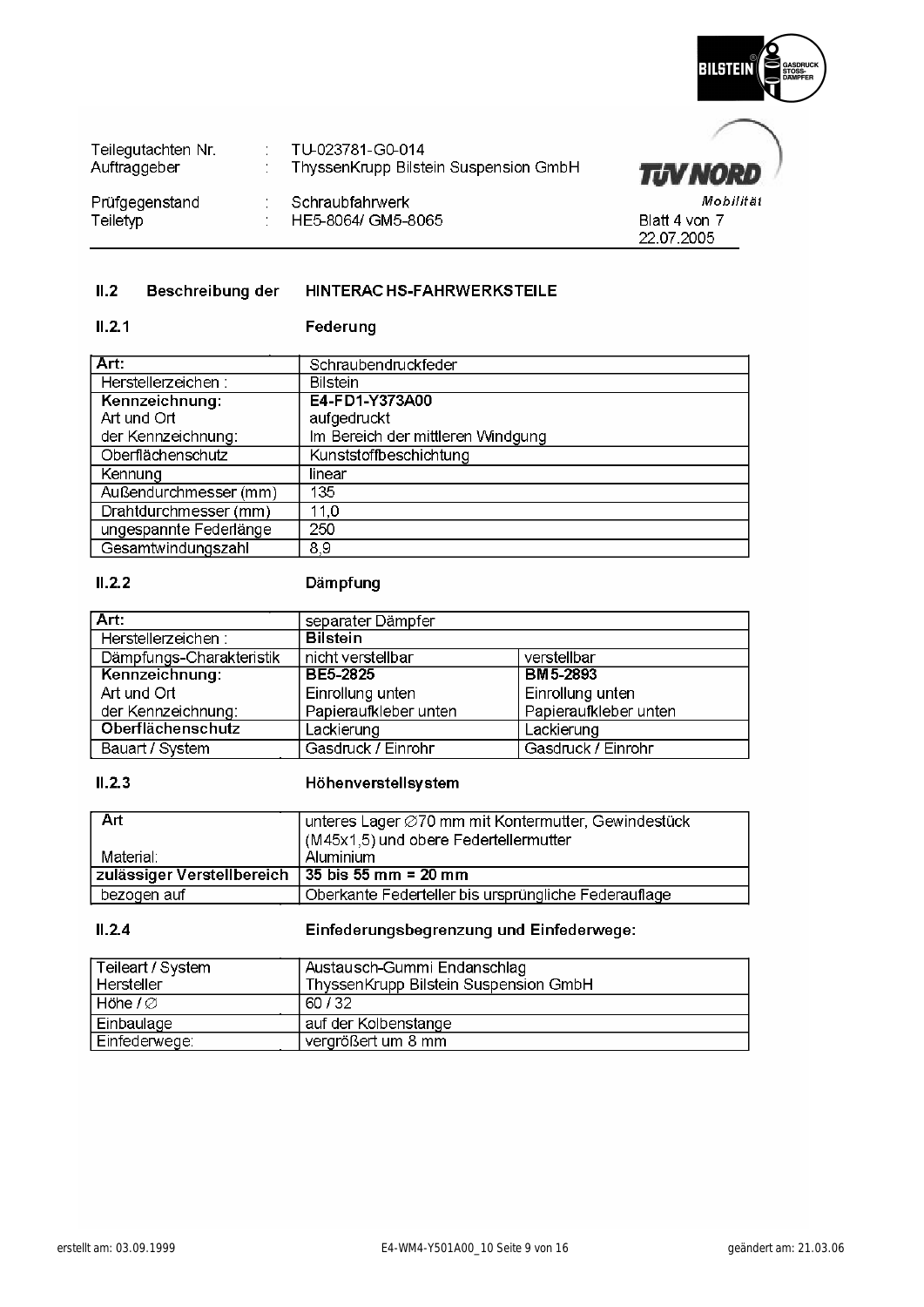| | | |
|---|---|---|
| Teilegutachten Nr. | : | TU-023781-G0-014 |
| Auftraggeber | : | ThyssenKrupp Bilstein Suspension GmbH |
| Prüfgegenstand | : | Schraubfahrwerk |
| Teiletyp | : | HE5-8064/ GM5-8065 |

Blatt 4 von 7
22.07.2005

## II.2 Beschreibung der HINTERACHS-FAHRWERKSTEILE

### II.2.1 Federung

| Art: | Schraubendruckfeder |
|---|---|
| Herstellerzeichen : | Bilstein |
| **Kennzeichnung:** | **E4-FD1-Y373A00** |
| Art und Ort der Kennzeichnung: | aufgedruckt Im Bereich der mittleren Windgung |
| Oberflächenschutz | Kunststoffbeschichtung |
| Kennung | linear |
| Außendurchmesser (mm) | 135 |
| Drahtdurchmesser (mm) | 11,0 |
| ungespannte Federlänge | 250 |
| Gesamtwindungszahl | 8,9 |

### II.2.2 Dämpfung

| Art: | separater Dämpfer | |
|---|---|---|
| Herstellerzeichen : | **Bilstein** | |
| Dämpfungs-Charakteristik | nicht verstellbar | verstellbar |
| **Kennzeichnung:** | **BE5-2825** | **BM5-2893** |
| Art und Ort der Kennzeichnung: | Einrollung unten Papieraufkleber unten | Einrollung unten Papieraufkleber unten |
| **Oberflächenschutz** | Lackierung | Lackierung |
| Bauart / System | Gasdruck / Einrohr | Gasdruck / Einrohr |

### II.2.3 Höhenverstellsystem

| Art Material: | unteres Lager ∅70 mm mit Kontermutter, Gewindestück (M45x1,5) und obere Federtellermutter Aluminium |
|---|---|
| **zulässiger Verstellbereich** | **35 bis 55 mm = 20 mm** |
| bezogen auf | Oberkante Federteller bis ursprüngliche Federauflage |

### II.2.4 Einfederungsbegrenzung und Einfederwege:

| Teileart / System Hersteller | Austausch-Gummi Endanschlag ThyssenKrupp Bilstein Suspension GmbH |
|---|---|
| Höhe / ∅ | 60 / 32 |
| Einbaulage | auf der Kolbenstange |
| Einfederwege: | vergrößert um 8 mm |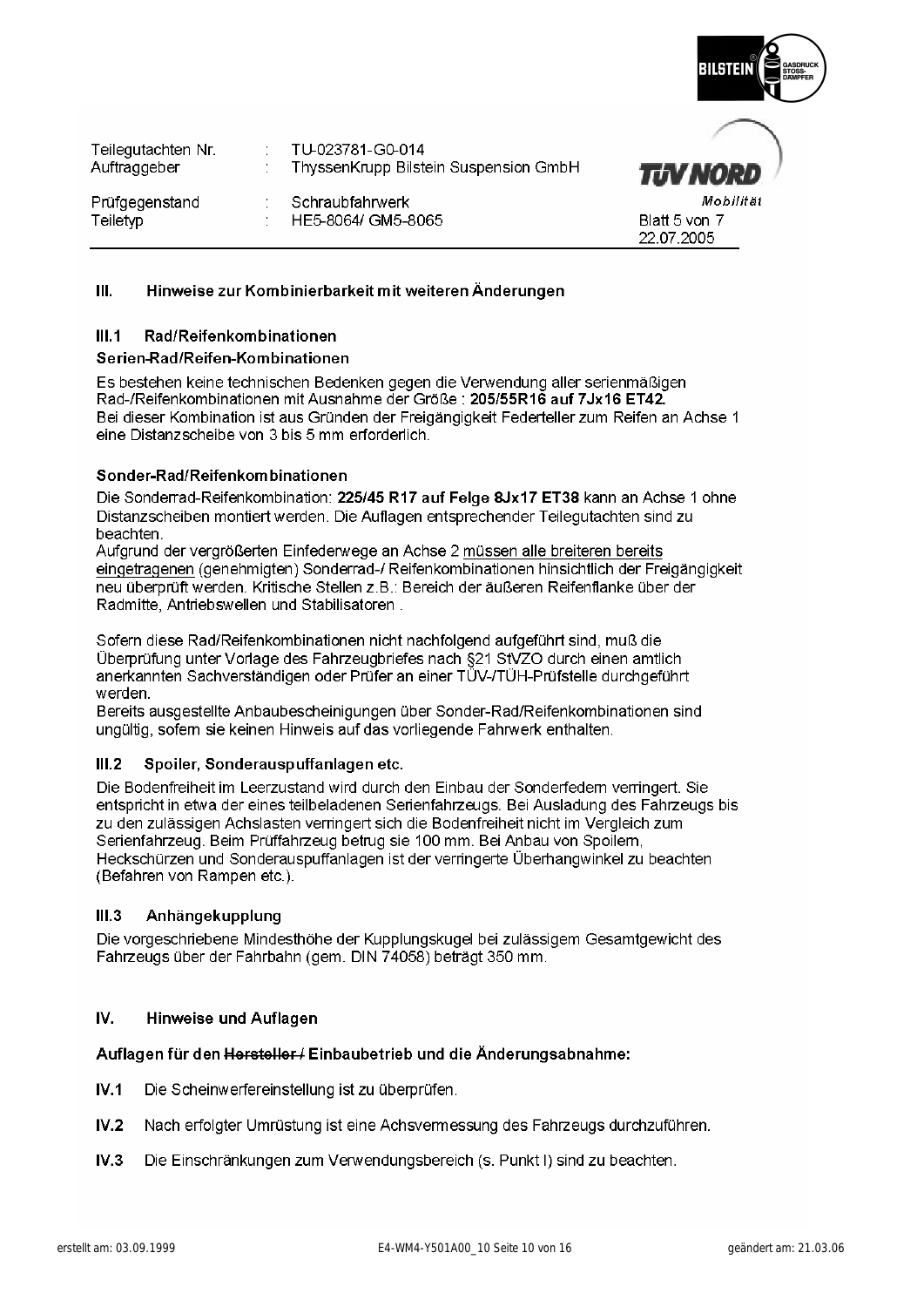| | | |
|---|---|---|
| Teilegutachten Nr. | : | TU-023781-G0-014 |
| Auftraggeber | : | ThyssenKrupp Bilstein Suspension GmbH |
| Prüfgegenstand | : | Schraubfahrwerk |
| Teiletyp | : | HE5-8064/ GM5-8065 |

Blatt 5 von 7
22.07.2005

## III. Hinweise zur Kombinierbarkeit mit weiteren Änderungen

### III.1 Rad/Reifenkombinationen

**Serien-Rad/Reifen-Kombinationen**

Es bestehen keine technischen Bedenken gegen die Verwendung aller serienmäßigen Rad-/Reifenkombinationen mit Ausnahme der Größe : **205/55R16 auf 7Jx16 ET42.**
Bei dieser Kombination ist aus Gründen der Freigängigkeit Federteller zum Reifen an Achse 1 eine Distanzscheibe von 3 bis 5 mm erforderlich.

**Sonder-Rad/Reifenkombinationen**

Die Sonderrad-Reifenkombination: **225/45 R17 auf Felge 8Jx17 ET38** kann an Achse 1 ohne Distanzscheiben montiert werden. Die Auflagen entsprechender Teilegutachten sind zu beachten.
Aufgrund der vergrößerten Einfederwege an Achse 2 müssen alle breiteren bereits eingetragenen (genehmigten) Sonderrad-/ Reifenkombinationen hinsichtlich der Freigängigkeit neu überprüft werden. Kritische Stellen z.B.: Bereich der äußeren Reifenflanke über der Radmitte, Antriebswellen und Stabilisatoren .

Sofern diese Rad/Reifenkombinationen nicht nachfolgend aufgeführt sind, muß die Überprüfung unter Vorlage des Fahrzeugbriefes nach §21 StVZO durch einen amtlich anerkannten Sachverständigen oder Prüfer an einer TÜV-/TÜH-Prüfstelle durchgeführt werden.
Bereits ausgestellte Anbaubescheinigungen über Sonder-Rad/Reifenkombinationen sind ungültig, sofern sie keinen Hinweis auf das vorliegende Fahrwerk enthalten.

### III.2 Spoiler, Sonderauspuffanlagen etc.

Die Bodenfreiheit im Leerzustand wird durch den Einbau der Sonderfedern verringert. Sie entspricht in etwa der eines teilbeladenen Serienfahrzeugs. Bei Ausladung des Fahrzeugs bis zu den zulässigen Achslasten verringert sich die Bodenfreiheit nicht im Vergleich zum Serienfahrzeug. Beim Prüffahrzeug betrug sie 100 mm. Bei Anbau von Spoilern, Heckschürzen und Sonderauspuffanlagen ist der verringerte Überhangwinkel zu beachten (Befahren von Rampen etc.).

### III.3 Anhängekupplung

Die vorgeschriebene Mindesthöhe der Kupplungskugel bei zulässigem Gesamtgewicht des Fahrzeugs über der Fahrbahn (gem. DIN 74058) beträgt 350 mm.

## IV. Hinweise und Auflagen

**Auflagen für den ~~Hersteller /~~ Einbaubetrieb und die Änderungsabnahme:**

**IV.1** Die Scheinwerfereinstellung ist zu überprüfen.

**IV.2** Nach erfolgter Umrüstung ist eine Achsvermessung des Fahrzeugs durchzuführen.

**IV.3** Die Einschränkungen zum Verwendungsbereich (s. Punkt I) sind zu beachten.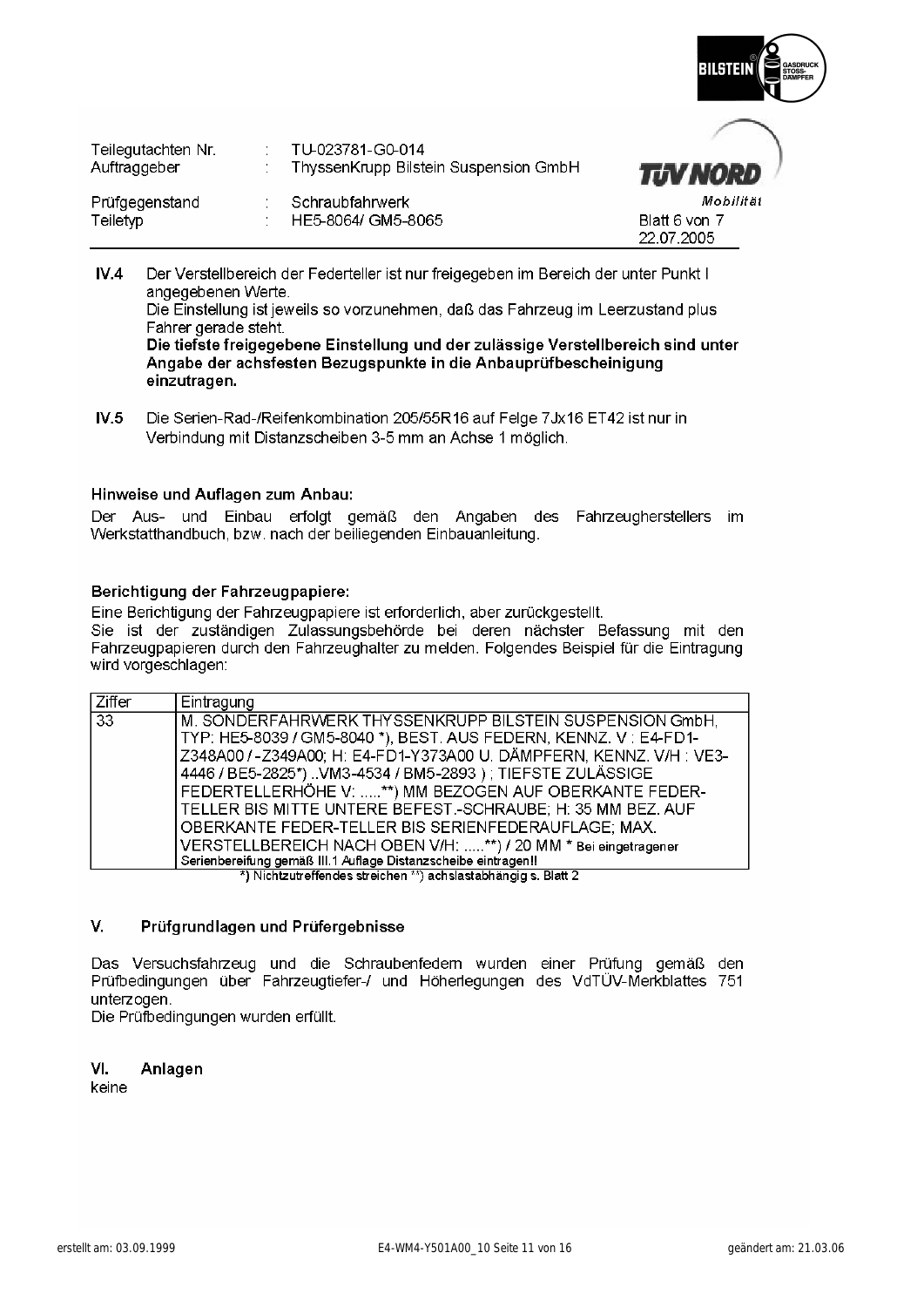| | | |
|---|---|---|
| Teilegutachten Nr. | : | TU-023781-G0-014 |
| Auftraggeber | : | ThyssenKrupp Bilstein Suspension GmbH |
| Prüfgegenstand | : | Schraubfahrwerk |
| Teiletyp | : | HE5-8064/ GM5-8065 |

Blatt 6 von 7
22.07.2005

**IV.4** Der Verstellbereich der Federteller ist nur freigegeben im Bereich der unter Punkt I angegebenen Werte.
Die Einstellung ist jeweils so vorzunehmen, daß das Fahrzeug im Leerzustand plus Fahrer gerade steht.
**Die tiefste freigegebene Einstellung und der zulässige Verstellbereich sind unter Angabe der achsfesten Bezugspunkte in die Anbauprüfbescheinigung einzutragen.**

**IV.5** Die Serien-Rad-/Reifenkombination 205/55R16 auf Felge 7Jx16 ET42 ist nur in Verbindung mit Distanzscheiben 3-5 mm an Achse 1 möglich.

### Hinweise und Auflagen zum Anbau:

Der Aus- und Einbau erfolgt gemäß den Angaben des Fahrzeugherstellers im Werkstatthandbuch, bzw. nach der beiliegenden Einbauanleitung.

### Berichtigung der Fahrzeugpapiere:

Eine Berichtigung der Fahrzeugpapiere ist erforderlich, aber zurückgestellt.
Sie ist der zuständigen Zulassungsbehörde bei deren nächster Befassung mit den Fahrzeugpapieren durch den Fahrzeughalter zu melden. Folgendes Beispiel für die Eintragung wird vorgeschlagen:

| Ziffer | Eintragung |
|---|---|
| 33 | M. SONDERFAHRWERK THYSSENKRUPP BILSTEIN SUSPENSION GmbH, TYP: HE5-8039 / GM5-8040 *), BEST. AUS FEDERN, KENNZ. V : E4-FD1-Z348A00 / -Z349A00; H: E4-FD1-Y373A00 U. DÄMPFERN, KENNZ. V/H : VE3-4446 / BE5-2825*) ..VM3-4534 / BM5-2893 ) ; TIEFSTE ZULÄSSIGE FEDERTELLERHÖHE V: .....**) MM BEZOGEN AUF OBERKANTE FEDER-TELLER BIS MITTE UNTERE BEFEST.-SCHRAUBE; H: 35 MM BEZ. AUF OBERKANTE FEDER-TELLER BIS SERIENFEDERAUFLAGE; MAX. VERSTELLBEREICH NACH OBEN V/H: .....**) / 20 MM * Bei eingetragener Serienbereifung gemäß III.1 Auflage Distanzscheibe eintragen!! |

*) Nichtzutreffendes streichen **) achslastabhängig s. Blatt 2

## V. Prüfgrundlagen und Prüfergebnisse

Das Versuchsfahrzeug und die Schraubenfedern wurden einer Prüfung gemäß den Prüfbedingungen über Fahrzeugtiefer-/ und Höherlegungen des VdTÜV-Merkblattes 751 unterzogen.
Die Prüfbedingungen wurden erfüllt.

## VI. Anlagen

keine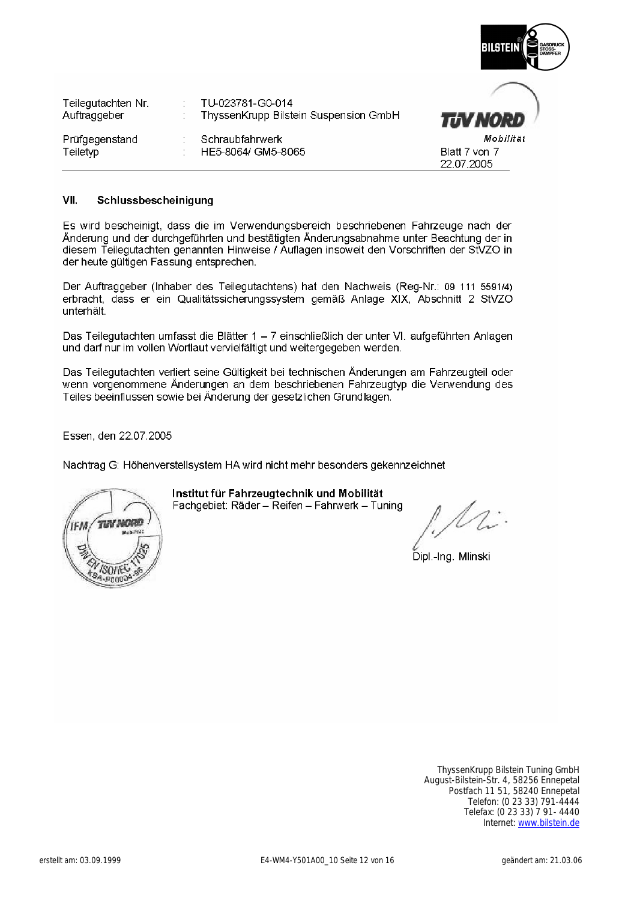| Teilegutachten Nr. | : | TU-023781-G0-014 |
|---|---|---|
| Auftraggeber | : | ThyssenKrupp Bilstein Suspension GmbH |
| Prüfgegenstand | : | Schraubfahrwerk |
| Teiletyp | : | HE5-8064/ GM5-8065 |

Blatt 7 von 7
22.07.2005

## VII. Schlussbescheinigung

Es wird bescheinigt, dass die im Verwendungsbereich beschriebenen Fahrzeuge nach der Änderung und der durchgeführten und bestätigten Änderungsabnahme unter Beachtung der in diesem Teilegutachten genannten Hinweise / Auflagen insoweit den Vorschriften der StVZO in der heute gültigen Fassung entsprechen.

Der Auftraggeber (Inhaber des Teilegutachtens) hat den Nachweis (Reg-Nr.: 09 111 5591/4) erbracht, dass er ein Qualitätssicherungssystem gemäß Anlage XIX, Abschnitt 2 StVZO unterhält.

Das Teilegutachten umfasst die Blätter 1 – 7 einschließlich der unter VI. aufgeführten Anlagen und darf nur im vollen Wortlaut vervielfältigt und weitergegeben werden.

Das Teilegutachten verliert seine Gültigkeit bei technischen Änderungen am Fahrzeugteil oder wenn vorgenommene Änderungen an dem beschriebenen Fahrzeugtyp die Verwendung des Teiles beeinflussen sowie bei Änderung der gesetzlichen Grundlagen.

Essen, den 22.07.2005

Nachtrag G: Höhenverstellsystem HA wird nicht mehr besonders gekennzeichnet

**Institut für Fahrzeugtechnik und Mobilität**
Fachgebiet: Räder – Reifen – Fahrwerk – Tuning

Dipl.-Ing. Mlinski

ThyssenKrupp Bilstein Tuning GmbH
August-Bilstein-Str. 4, 58256 Ennepetal
Postfach 11 51, 58240 Ennepetal
Telefon: (0 23 33) 791-4444
Telefax: (0 23 33) 7 91- 4440
Internet: www.bilstein.de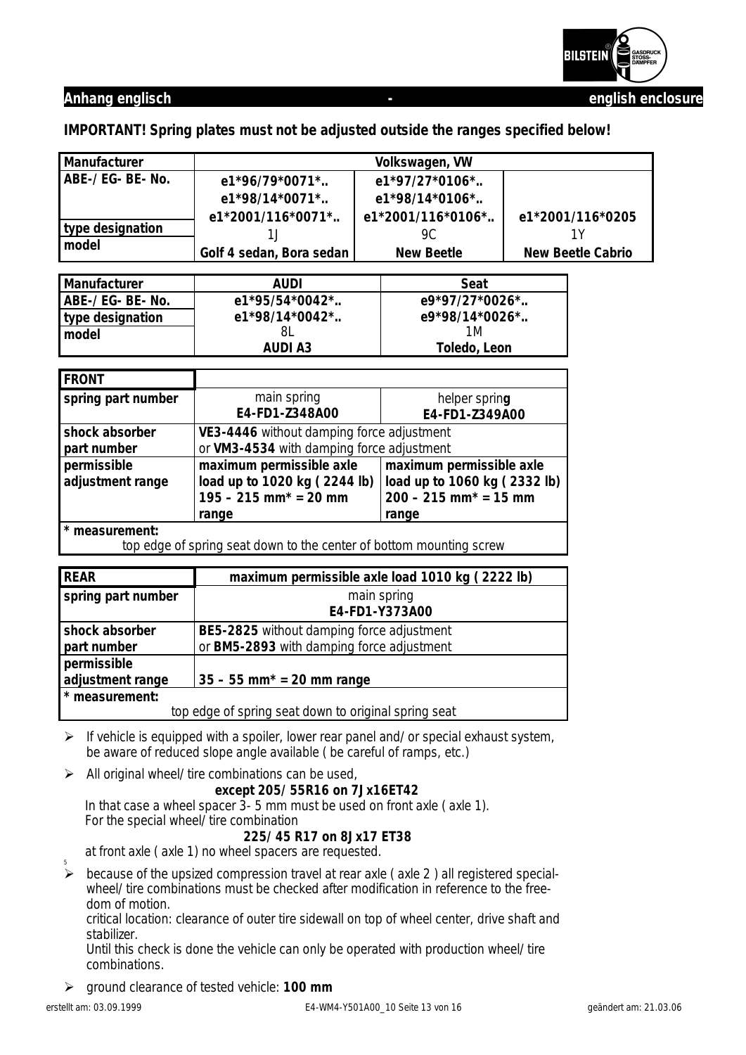**Anhang englisch - english enclosure**

**IMPORTANT! Spring plates must not be adjusted outside the ranges specified below!**

| Manufacturer | Volkswagen, VW | | |
|---|---|---|---|
| ABE-/EG-BE-No. | e1*96/79*0071*.. e1*98/14*0071*.. e1*2001/116*0071*.. | e1*97/27*0106*.. e1*98/14*0106*.. e1*2001/116*0106*.. | e1*2001/116*0205 |
| type designation | 1J | 9C | 1Y |
| model | Golf 4 sedan, Bora sedan | New Beetle | New Beetle Cabrio |

| Manufacturer | AUDI | Seat |
|---|---|---|
| ABE-/EG-BE-No. | e1*95/54*0042*.. e1*98/14*0042*.. | e9*97/27*0026*.. e9*98/14*0026*.. |
| type designation | 8L | 1M |
| model | AUDI A3 | Toledo, Leon |

| FRONT | | |
|---|---|---|
| spring part number | main spring **E4-FD1-Z348A00** | helper spring **E4-FD1-Z349A00** |
| shock absorber part number | **VE3-4446** without damping force adjustment or **VM3-4534** with damping force adjustment | |
| permissible adjustment range | **maximum permissible axle load up to 1020 kg (2244 lb) 195 – 215 mm* = 20 mm range** | **maximum permissible axle load up to 1060 kg (2332 lb) 200 – 215 mm* = 15 mm range** |
| *** measurement:** top edge of spring seat down to the center of bottom mounting screw | | |

| REAR | maximum permissible axle load 1010 kg (2222 lb) |
|---|---|
| spring part number | main spring **E4-FD1-Y373A00** |
| shock absorber part number | **BE5-2825** without damping force adjustment or **BM5-2893** with damping force adjustment |
| permissible adjustment range | **35 – 55 mm* = 20 mm range** |
| *** measurement:** top edge of spring seat down to original spring seat | |

- If vehicle is equipped with a spoiler, lower rear panel and/or special exhaust system, be aware of reduced slope angle available (be careful of ramps, etc.)
- All original wheel/tire combinations can be used,
  **except 205/55R16 on 7Jx16ET42**
  In that case a wheel spacer 3-5 mm must be used on front axle (axle 1).
  For the special wheel/tire combination
  **225/45 R17 on 8Jx17 ET38**
  at front axle (axle 1) no wheel spacers are requested.
- because of the upsized compression travel at rear axle (axle 2) all registered special-wheel/tire combinations must be checked after modification in reference to the free-dom of motion.
  critical location: clearance of outer tire sidewall on top of wheel center, drive shaft and stabilizer.
  Until this check is done the vehicle can only be operated with production wheel/tire combinations.
- ground clearance of tested vehicle: **100 mm**

erstellt am: 03.09.1999 E4-WM4-Y501A00_10 geändert am: 21.03.06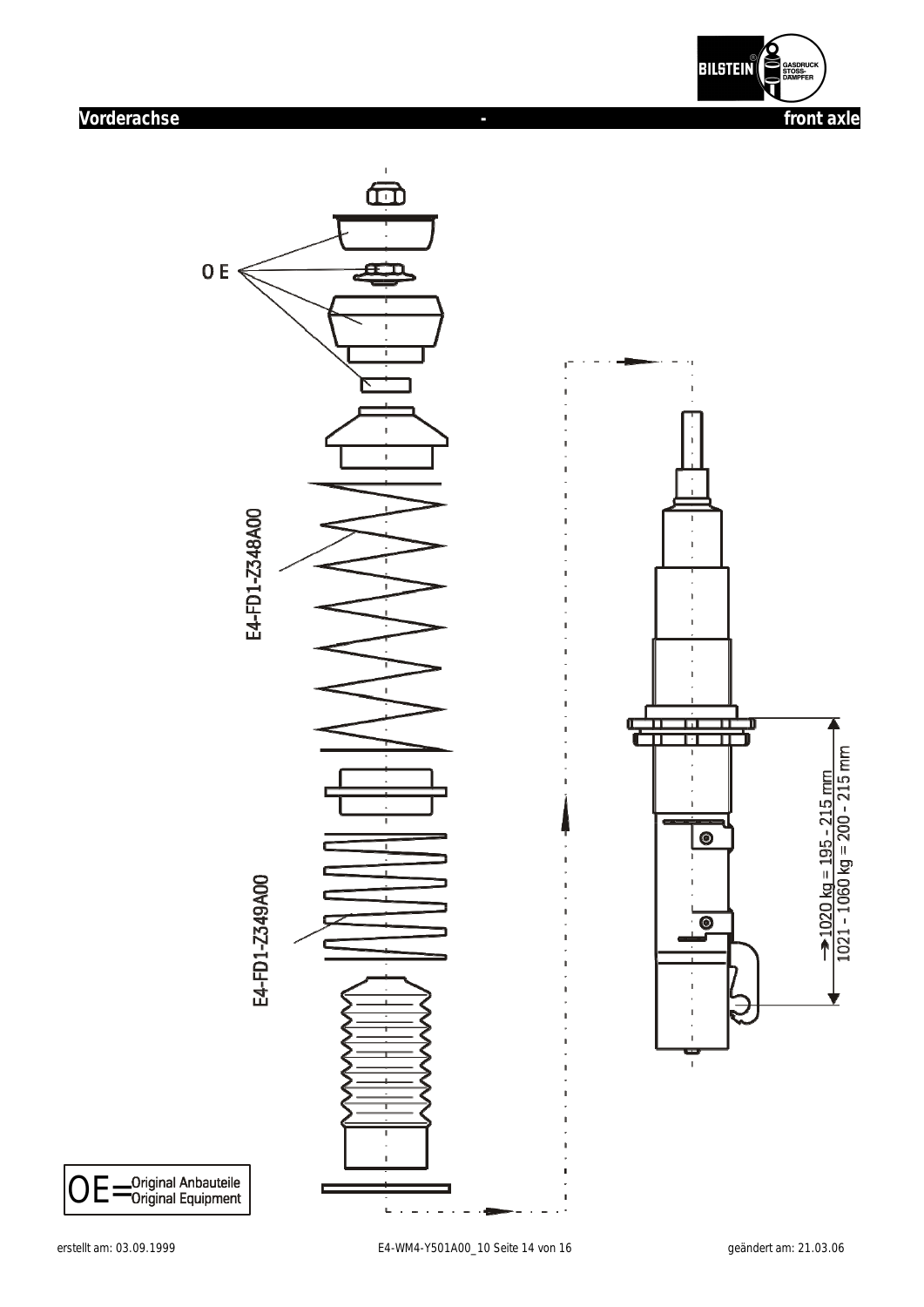## Vorderachse - front axle

OE

E4-FD1-Z348A00

E4-FD1-Z349A00

1020 kg = 195 - 215 mm
1021 - 1060 kg = 200 - 215 mm

OE = Original Anbauteile
Original Equipment

erstellt am: 03.09.1999

E4-WM4-Y501A00_10

geändert am: 21.03.06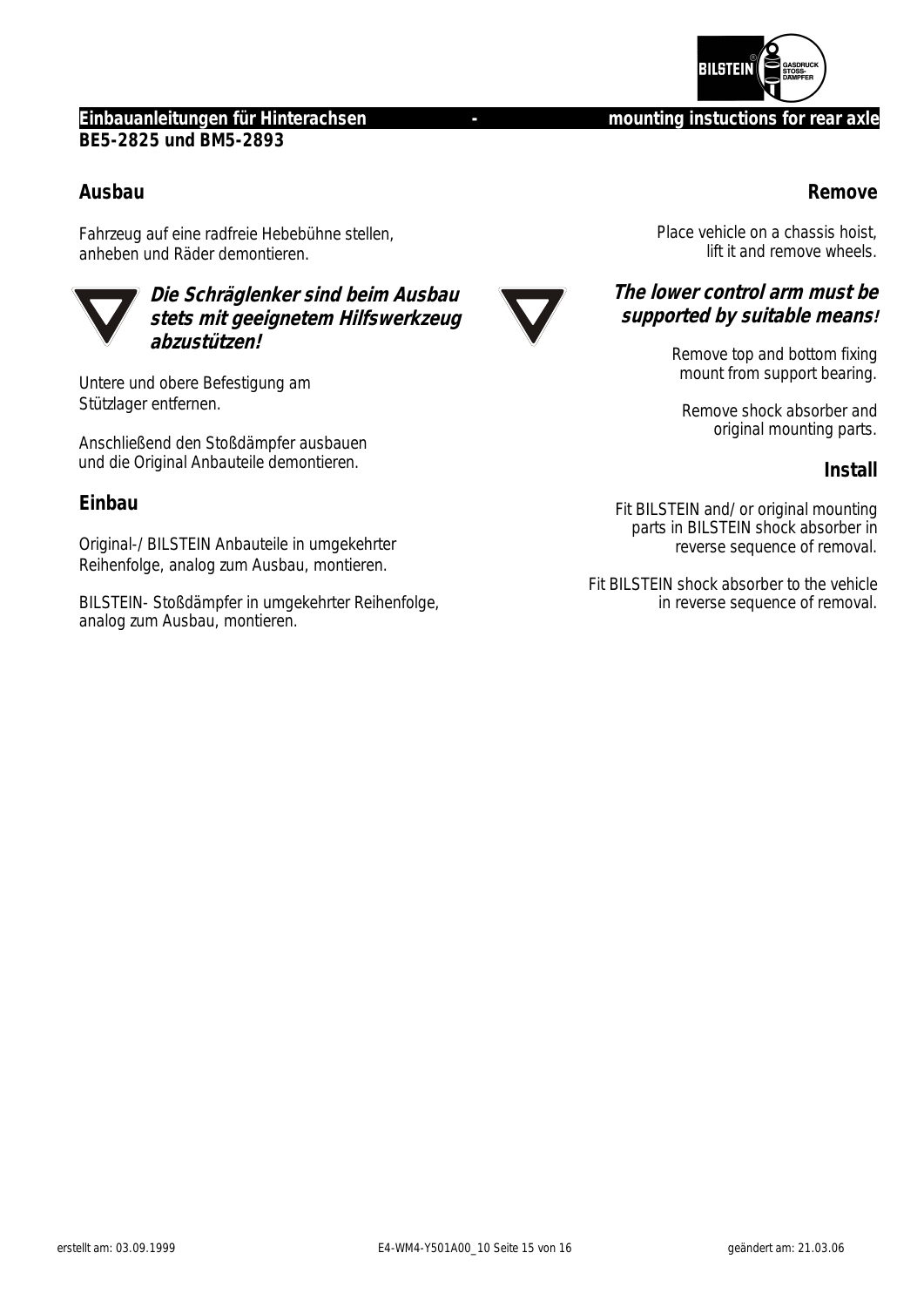**Einbauanleitungen für Hinterachsen - mounting instuctions for rear axle**

**BE5-2825 und BM5-2893**

## Ausbau

Fahrzeug auf eine radfreie Hebebühne stellen, anheben und Räder demontieren.

***Die Schräglenker sind beim Ausbau stets mit geeignetem Hilfswerkzeug abzustützen!***

Untere und obere Befestigung am Stützlager entfernen.

Anschließend den Stoßdämpfer ausbauen und die Original Anbauteile demontieren.

## Einbau

Original-/ BILSTEIN Anbauteile in umgekehrter Reihenfolge, analog zum Ausbau, montieren.

BILSTEIN- Stoßdämpfer in umgekehrter Reihenfolge, analog zum Ausbau, montieren.

## Remove

Place vehicle on a chassis hoist, lift it and remove wheels.

***The lower control arm must be supported by suitable means!***

Remove top and bottom fixing mount from support bearing.

Remove shock absorber and original mounting parts.

## Install

Fit BILSTEIN and/ or original mounting parts in BILSTEIN shock absorber in reverse sequence of removal.

Fit BILSTEIN shock absorber to the vehicle in reverse sequence of removal.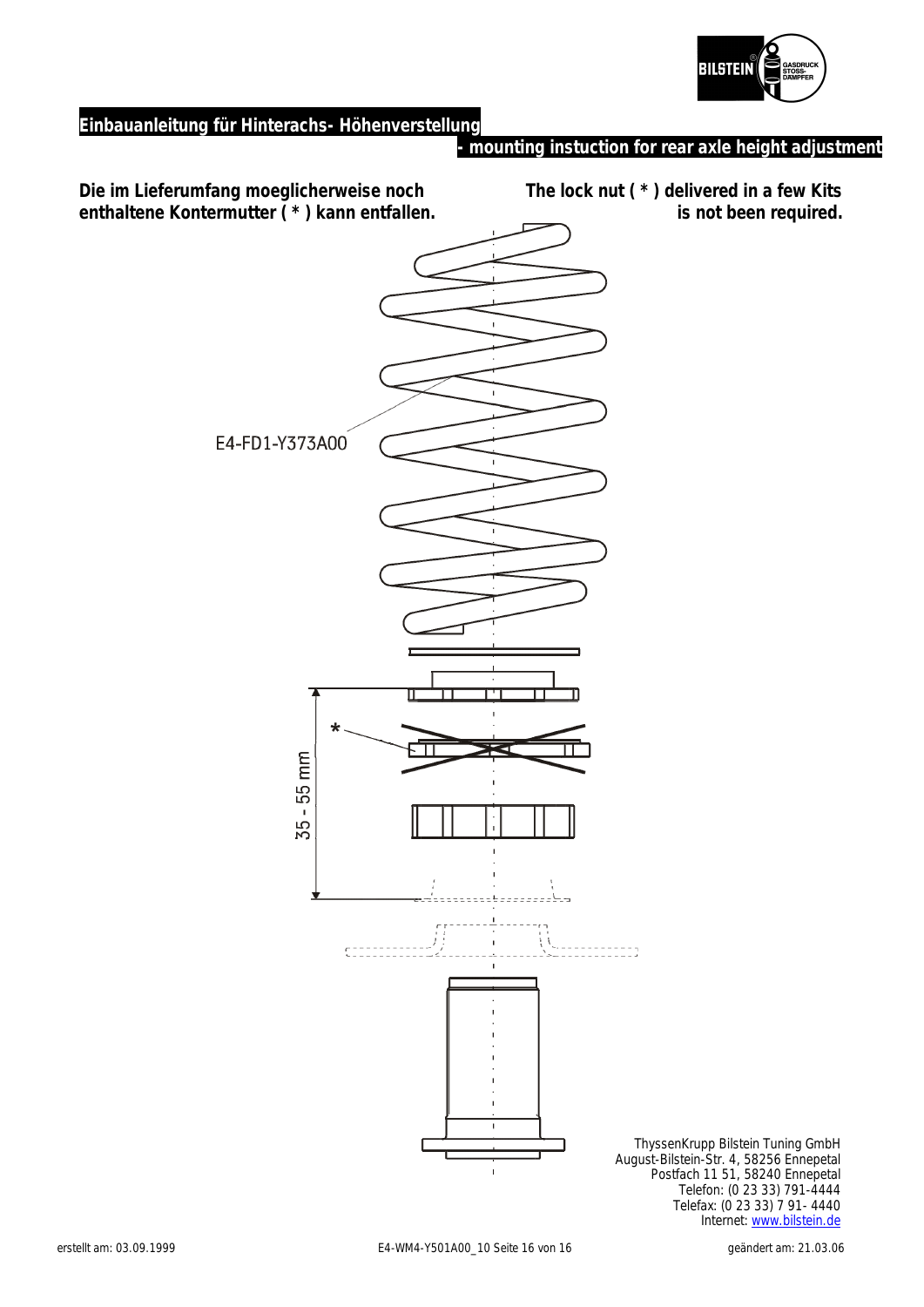**Einbauanleitung für Hinterachs- Höhenverstellung**

**- mounting instuction for rear axle height adjustment**

**Die im Lieferumfang moeglicherweise noch enthaltene Kontermutter ( * ) kann entfallen.**

**The lock nut ( * ) delivered in a few Kits is not been required.**

E4-FD1-Y373A00

*

35 - 55 mm

ThyssenKrupp Bilstein Tuning GmbH
August-Bilstein-Str. 4, 58256 Ennepetal
Postfach 11 51, 58240 Ennepetal
Telefon: (0 23 33) 791-4444
Telefax: (0 23 33) 7 91- 4440
Internet: www.bilstein.de